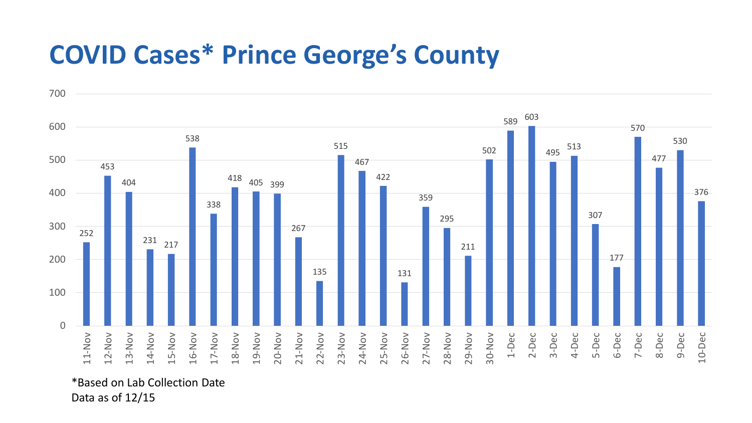# COVID Cases* Prince George's County

| Date | Cases |
|---|---|
| 11-Nov | 252 |
| 12-Nov | 453 |
| 13-Nov | 404 |
| 14-Nov | 231 |
| 15-Nov | 217 |
| 16-Nov | 538 |
| 17-Nov | 338 |
| 18-Nov | 418 |
| 19-Nov | 405 |
| 20-Nov | 399 |
| 21-Nov | 267 |
| 22-Nov | 135 |
| 23-Nov | 515 |
| 24-Nov | 467 |
| 25-Nov | 422 |
| 26-Nov | 131 |
| 27-Nov | 359 |
| 28-Nov | 295 |
| 29-Nov | 211 |
| 30-Nov | 502 |
| 1-Dec | 589 |
| 2-Dec | 603 |
| 3-Dec | 495 |
| 4-Dec | 513 |
| 5-Dec | 307 |
| 6-Dec | 177 |
| 7-Dec | 570 |
| 8-Dec | 477 |
| 9-Dec | 530 |
| 10-Dec | 376 |

*Based on Lab Collection Date
Data as of 12/15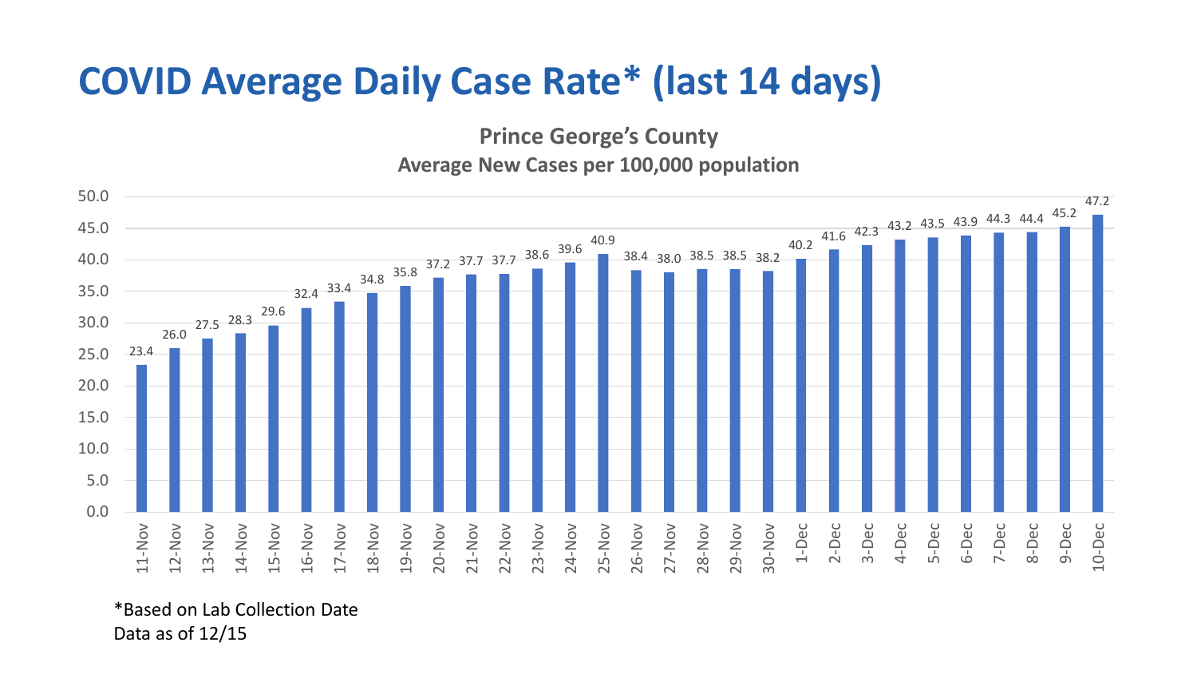# COVID Average Daily Case Rate* (last 14 days)

**Prince George's County**

**Average New Cases per 100,000 population**

| Date | Average New Cases per 100,000 population |
|---|---|
| 11-Nov | 23.4 |
| 12-Nov | 26.0 |
| 13-Nov | 27.5 |
| 14-Nov | 28.3 |
| 15-Nov | 29.6 |
| 16-Nov | 32.4 |
| 17-Nov | 33.4 |
| 18-Nov | 34.8 |
| 19-Nov | 35.8 |
| 20-Nov | 37.2 |
| 21-Nov | 37.7 |
| 22-Nov | 37.7 |
| 23-Nov | 38.6 |
| 24-Nov | 39.6 |
| 25-Nov | 40.9 |
| 26-Nov | 38.4 |
| 27-Nov | 38.0 |
| 28-Nov | 38.5 |
| 29-Nov | 38.5 |
| 30-Nov | 38.2 |
| 1-Dec | 40.2 |
| 2-Dec | 41.6 |
| 3-Dec | 42.3 |
| 4-Dec | 43.2 |
| 5-Dec | 43.5 |
| 6-Dec | 43.9 |
| 7-Dec | 44.3 |
| 8-Dec | 44.4 |
| 9-Dec | 45.2 |
| 10-Dec | 47.2 |

*Based on Lab Collection Date

Data as of 12/15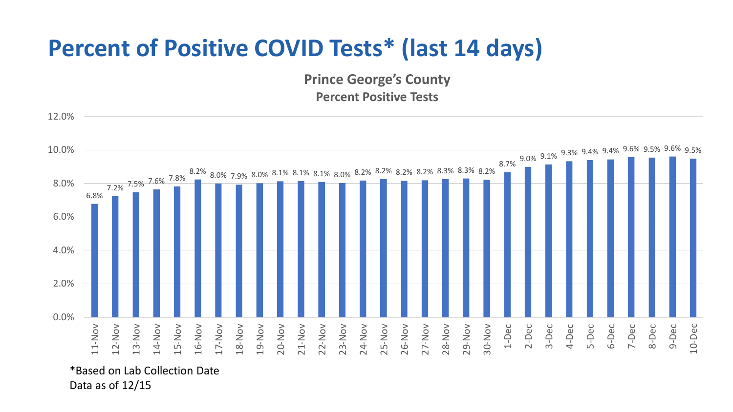# Percent of Positive COVID Tests* (last 14 days)

**Prince George's County**
**Percent Positive Tests**

12.0%
10.0%
8.0%
6.0%
4.0%
2.0%
0.0%

6.8% 7.2% 7.5% 7.6% 7.8% 8.2% 8.0% 7.9% 8.0% 8.1% 8.1% 8.1% 8.0% 8.2% 8.2% 8.2% 8.2% 8.3% 8.3% 8.2% 8.7% 9.0% 9.1% 9.3% 9.4% 9.4% 9.6% 9.5% 9.6% 9.5%

11-Nov 12-Nov 13-Nov 14-Nov 15-Nov 16-Nov 17-Nov 18-Nov 19-Nov 20-Nov 21-Nov 22-Nov 23-Nov 24-Nov 25-Nov 26-Nov 27-Nov 28-Nov 29-Nov 30-Nov 1-Dec 2-Dec 3-Dec 4-Dec 5-Dec 6-Dec 7-Dec 8-Dec 9-Dec 10-Dec

*Based on Lab Collection Date
Data as of 12/15